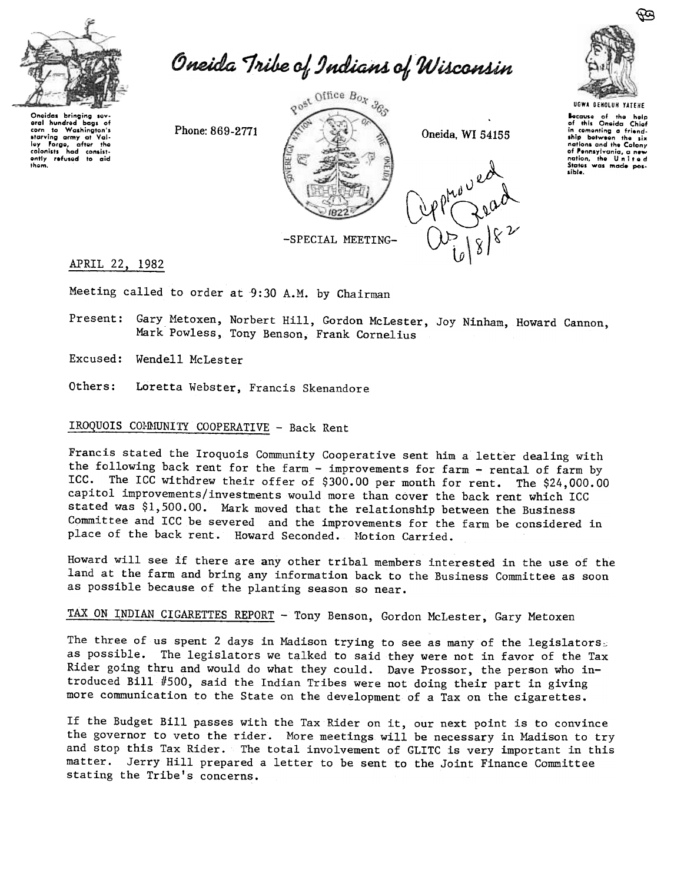# Oneida Tribe of Indians of Wisconsin

Oneidas bringing several hundred bags of corn to Washington's starving army at Valley Forge, after the colonists had consistently refused to aid them.

Phone: 869-2771

Post Office Box 365

Oneida, WI 54155

UGWA DEHOLUH YATEHE

Because of the help of this Oneida Chief in cementing a friendship between the six nations and the Colony of Pennsylvania, a new nation, the United States was made possible.

Approved As Read 6/8/82

-SPECIAL MEETING-

APRIL 22, 1982

Meeting called to order at 9:30 A.M. by Chairman

Present: Gary Metoxen, Norbert Hill, Gordon McLester, Joy Ninham, Howard Cannon, Mark Powless, Tony Benson, Frank Cornelius

Excused: Wendell McLester

Others: Loretta Webster, Francis Skenandore

IROQUOIS COMMUNITY COOPERATIVE - Back Rent

Francis stated the Iroquois Community Cooperative sent him a letter dealing with the following back rent for the farm - improvements for farm - rental of farm by ICC. The ICC withdrew their offer of $300.00 per month for rent. The $24,000.00 capitol improvements/investments would more than cover the back rent which ICC stated was $1,500.00. Mark moved that the relationship between the Business Committee and ICC be severed and the improvements for the farm be considered in place of the back rent. Howard Seconded. Motion Carried.

Howard will see if there are any other tribal members interested in the use of the land at the farm and bring any information back to the Business Committee as soon as possible because of the planting season so near.

TAX ON INDIAN CIGARETTES REPORT - Tony Benson, Gordon McLester, Gary Metoxen

The three of us spent 2 days in Madison trying to see as many of the legislators as possible. The legislators we talked to said they were not in favor of the Tax Rider going thru and would do what they could. Dave Prossor, the person who introduced Bill #500, said the Indian Tribes were not doing their part in giving more communication to the State on the development of a Tax on the cigarettes.

If the Budget Bill passes with the Tax Rider on it, our next point is to convince the governor to veto the rider. More meetings will be necessary in Madison to try and stop this Tax Rider. The total involvement of GLITC is very important in this matter. Jerry Hill prepared a letter to be sent to the Joint Finance Committee stating the Tribe's concerns.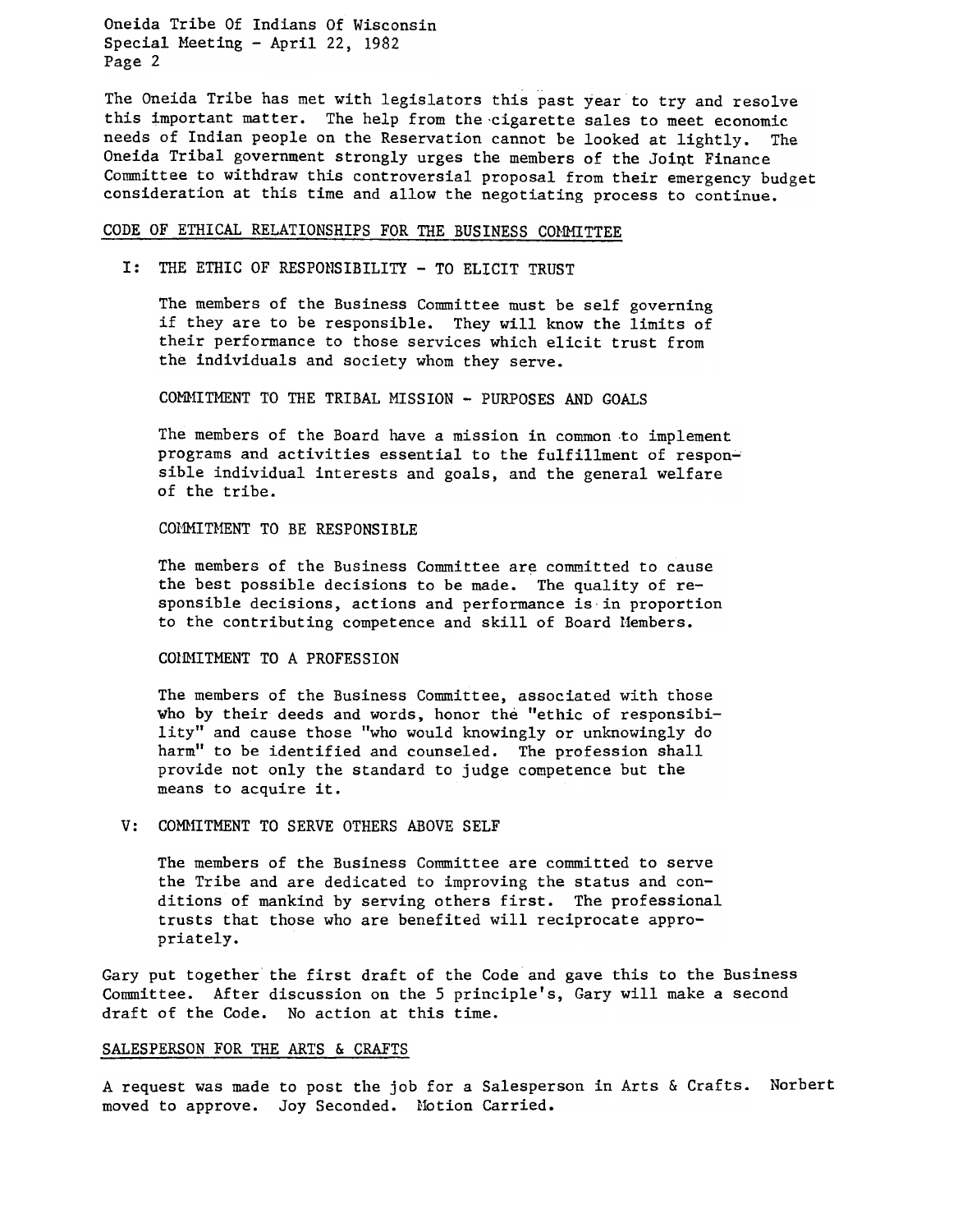The Oneida Tribe has met with legislators this past year to try and resolve this important matter. The help from the cigarette sales to meet economic needs of Indian people on the Reservation cannot be looked at lightly. The Oneida Tribal government strongly urges the members of the Joint Finance Committee to withdraw this controversial proposal from their emergency budget consideration at this time and allow the negotiating process to continue.

## CODE OF ETHICAL RELATIONSHIPS FOR THE BUSINESS COMMITTEE

I: THE ETHIC OF RESPONSIBILITY - TO ELICIT TRUST

The members of the Business Committee must be self governing if they are to be responsible. They will know the limits of their performance to those services which elicit trust from the individuals and society whom they serve.

COMMITMENT TO THE TRIBAL MISSION - PURPOSES AND GOALS

The members of the Board have a mission in common to implement programs and activities essential to the fulfillment of responsible individual interests and goals, and the general welfare of the tribe.

COMMITMENT TO BE RESPONSIBLE

The members of the Business Committee are committed to cause the best possible decisions to be made. The quality of responsible decisions, actions and performance is in proportion to the contributing competence and skill of Board Members.

COMMITMENT TO A PROFESSION

The members of the Business Committee, associated with those who by their deeds and words, honor the "ethic of responsibility" and cause those "who would knowingly or unknowingly do harm" to be identified and counseled. The profession shall provide not only the standard to judge competence but the means to acquire it.

V: COMMITMENT TO SERVE OTHERS ABOVE SELF

The members of the Business Committee are committed to serve the Tribe and are dedicated to improving the status and conditions of mankind by serving others first. The professional trusts that those who are benefited will reciprocate appropriately.

Gary put together the first draft of the Code and gave this to the Business Committee. After discussion on the 5 principle's, Gary will make a second draft of the Code. No action at this time.

## SALESPERSON FOR THE ARTS & CRAFTS

A request was made to post the job for a Salesperson in Arts & Crafts. Norbert moved to approve. Joy Seconded. Motion Carried.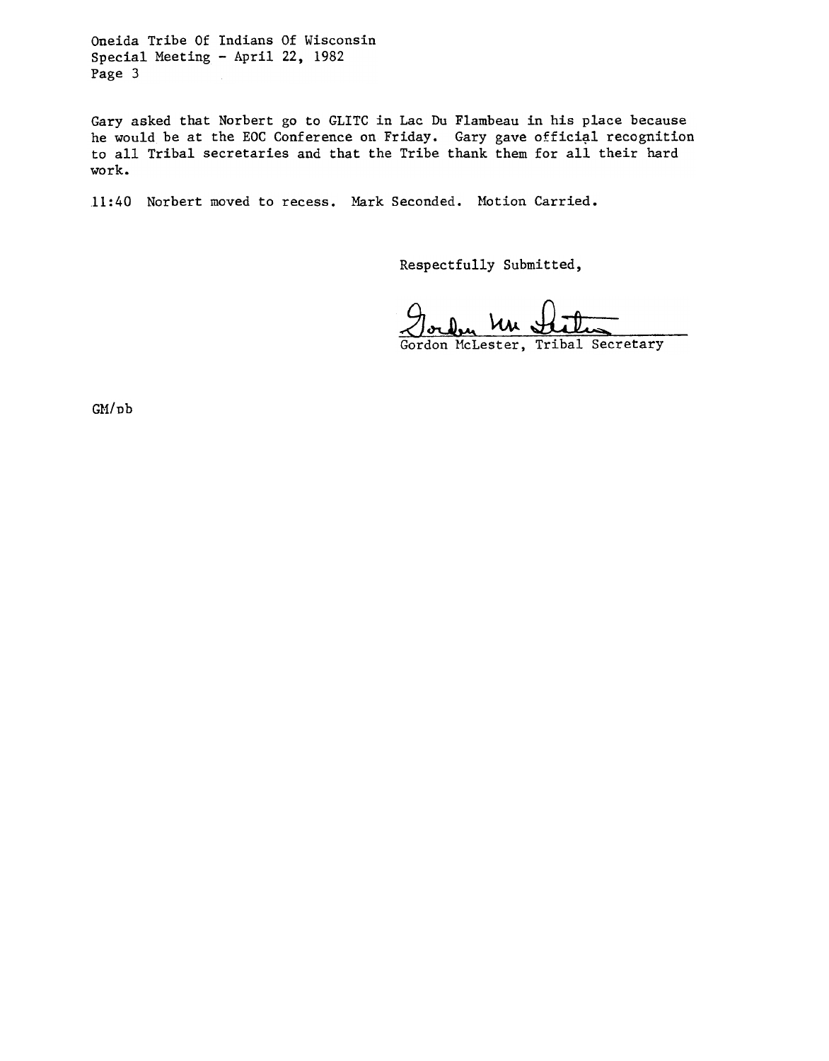Gary asked that Norbert go to GLITC in Lac Du Flambeau in his place because he would be at the EOC Conference on Friday. Gary gave official recognition to all Tribal secretaries and that the Tribe thank them for all their hard work.

11:40 Norbert moved to recess. Mark Seconded. Motion Carried.

Respectfully Submitted,

Gordon McLester, Tribal Secretary

GM/pb